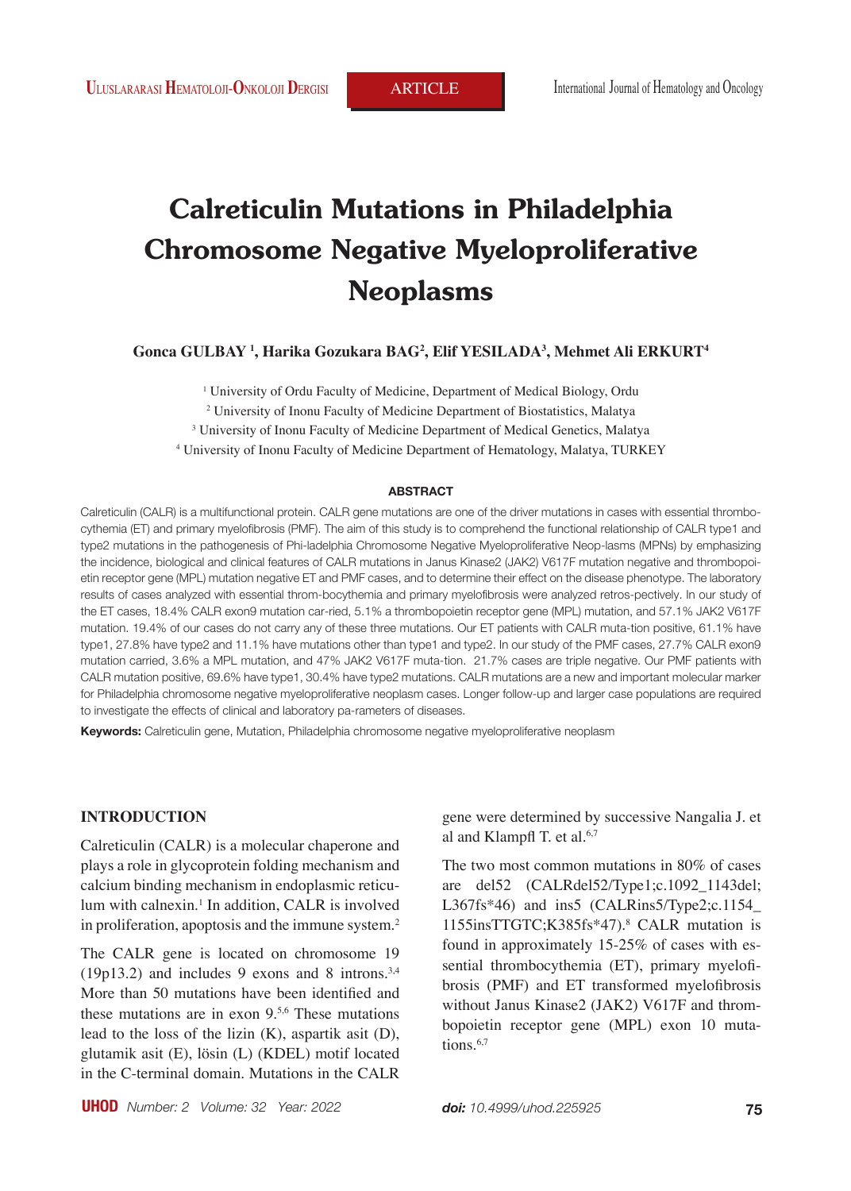# Calreticulin Mutations in Philadelphia Chromosome Negative Myeloproliferative Neoplasms

**Gonca GULBAY [1], Harika Gozukara BAG[2], Elif YESILADA[3], Mehmet Ali ERKURT[4]**

[1] University of Ordu Faculty of Medicine, Department of Medical Biology, Ordu
[2] University of Inonu Faculty of Medicine Department of Biostatistics, Malatya
[3] University of Inonu Faculty of Medicine Department of Medical Genetics, Malatya
[4] University of Inonu Faculty of Medicine Department of Hematology, Malatya, TURKEY

#### ABSTRACT

Calreticulin (CALR) is a multifunctional protein. CALR gene mutations are one of the driver mutations in cases with essential thrombocythemia (ET) and primary myelofibrosis (PMF). The aim of this study is to comprehend the functional relationship of CALR type1 and type2 mutations in the pathogenesis of Phi-ladelphia Chromosome Negative Myeloproliferative Neop-lasms (MPNs) by emphasizing the incidence, biological and clinical features of CALR mutations in Janus Kinase2 (JAK2) V617F mutation negative and thrombopoietin receptor gene (MPL) mutation negative ET and PMF cases, and to determine their effect on the disease phenotype. The laboratory results of cases analyzed with essential throm-bocythemia and primary myelofibrosis were analyzed retros-pectively. In our study of the ET cases, 18.4% CALR exon9 mutation car-ried, 5.1% a thrombopoietin receptor gene (MPL) mutation, and 57.1% JAK2 V617F mutation. 19.4% of our cases do not carry any of these three mutations. Our ET patients with CALR muta-tion positive, 61.1% have type1, 27.8% have type2 and 11.1% have mutations other than type1 and type2. In our study of the PMF cases, 27.7% CALR exon9 mutation carried, 3.6% a MPL mutation, and 47% JAK2 V617F muta-tion. 21.7% cases are triple negative. Our PMF patients with CALR mutation positive, 69.6% have type1, 30.4% have type2 mutations. CALR mutations are a new and important molecular marker for Philadelphia chromosome negative myeloproliferative neoplasm cases. Longer follow-up and larger case populations are required to investigate the effects of clinical and laboratory pa-rameters of diseases.

**Keywords:** Calreticulin gene, Mutation, Philadelphia chromosome negative myeloproliferative neoplasm

## INTRODUCTION

Calreticulin (CALR) is a molecular chaperone and plays a role in glycoprotein folding mechanism and calcium binding mechanism in endoplasmic reticulum with calnexin.[1] In addition, CALR is involved in proliferation, apoptosis and the immune system.[2]

The CALR gene is located on chromosome 19 (19p13.2) and includes 9 exons and 8 introns.[3,4] More than 50 mutations have been identified and these mutations are in exon 9.[5,6] These mutations lead to the loss of the lizin (K), aspartik asit (D), glutamik asit (E), lösin (L) (KDEL) motif located in the C-terminal domain. Mutations in the CALR gene were determined by successive Nangalia J. et al and Klampfl T. et al.[6,7]

The two most common mutations in 80% of cases are del52 (CALRdel52/Type1;c.1092_1143del; L367fs*46) and ins5 (CALRins5/Type2;c.1154_1155insTTGTC;K385fs*47).[8] CALR mutation is found in approximately 15-25% of cases with essential thrombocythemia (ET), primary myelofibrosis (PMF) and ET transformed myelofibrosis without Janus Kinase2 (JAK2) V617F and thrombopoietin receptor gene (MPL) exon 10 mutations.[6,7]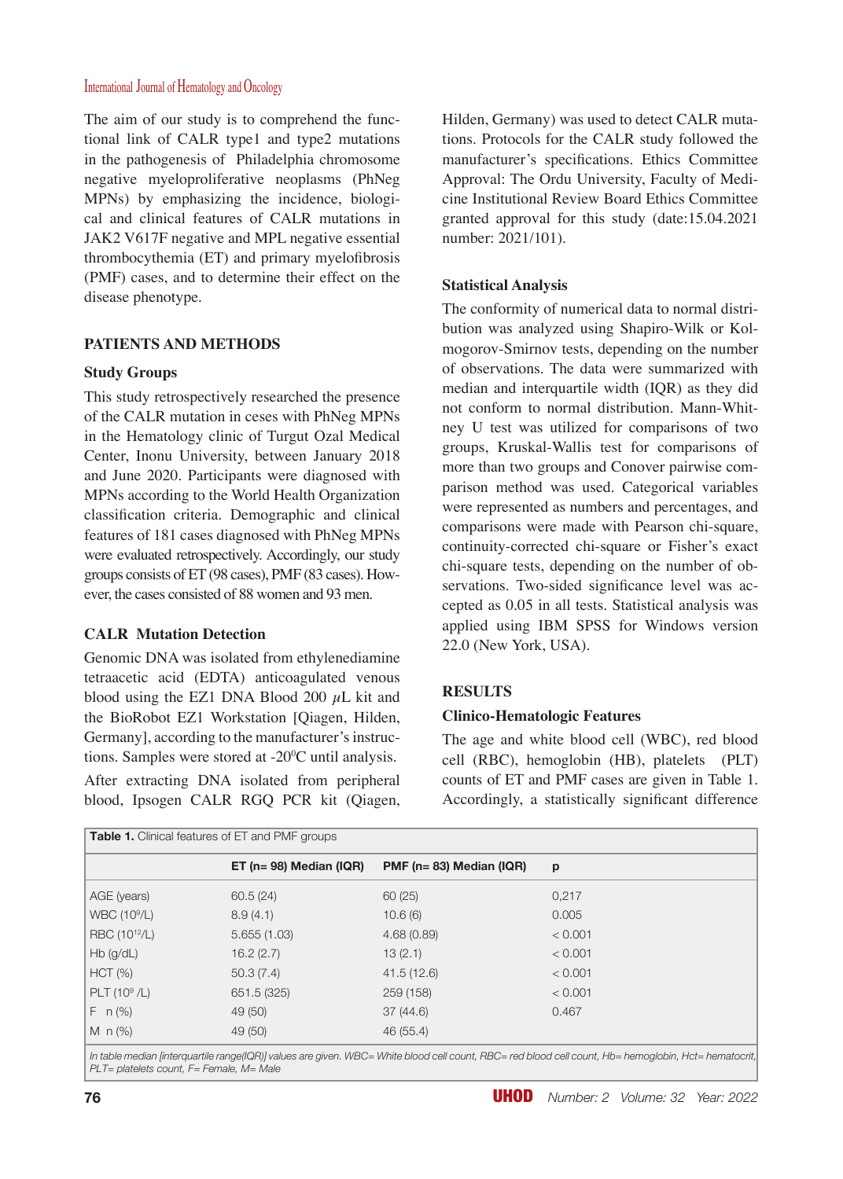The aim of our study is to comprehend the functional link of CALR type1 and type2 mutations in the pathogenesis of Philadelphia chromosome negative myeloproliferative neoplasms (PhNeg MPNs) by emphasizing the incidence, biological and clinical features of CALR mutations in JAK2 V617F negative and MPL negative essential thrombocythemia (ET) and primary myelofibrosis (PMF) cases, and to determine their effect on the disease phenotype.

## PATIENTS AND METHODS

### Study Groups

This study retrospectively researched the presence of the CALR mutation in ceses with PhNeg MPNs in the Hematology clinic of Turgut Ozal Medical Center, Inonu University, between January 2018 and June 2020. Participants were diagnosed with MPNs according to the World Health Organization classification criteria. Demographic and clinical features of 181 cases diagnosed with PhNeg MPNs were evaluated retrospectively. Accordingly, our study groups consists of ET (98 cases), PMF (83 cases). However, the cases consisted of 88 women and 93 men.

### CALR Mutation Detection

Genomic DNA was isolated from ethylenediamine tetraacetic acid (EDTA) anticoagulated venous blood using the EZ1 DNA Blood 200 $\mu$L kit and the BioRobot EZ1 Workstation [Qiagen, Hilden, Germany], according to the manufacturer's instructions. Samples were stored at -20$^0$C until analysis.

After extracting DNA isolated from peripheral blood, Ipsogen CALR RGQ PCR kit (Qiagen, Hilden, Germany) was used to detect CALR mutations. Protocols for the CALR study followed the manufacturer's specifications. Ethics Committee Approval: The Ordu University, Faculty of Medicine Institutional Review Board Ethics Committee granted approval for this study (date:15.04.2021 number: 2021/101).

### Statistical Analysis

The conformity of numerical data to normal distribution was analyzed using Shapiro-Wilk or Kolmogorov-Smirnov tests, depending on the number of observations. The data were summarized with median and interquartile width (IQR) as they did not conform to normal distribution. Mann-Whitney U test was utilized for comparisons of two groups, Kruskal-Wallis test for comparisons of more than two groups and Conover pairwise comparison method was used. Categorical variables were represented as numbers and percentages, and comparisons were made with Pearson chi-square, continuity-corrected chi-square or Fisher's exact chi-square tests, depending on the number of observations. Two-sided significance level was accepted as 0.05 in all tests. Statistical analysis was applied using IBM SPSS for Windows version 22.0 (New York, USA).

## RESULTS

### Clinico-Hematologic Features

The age and white blood cell (WBC), red blood cell (RBC), hemoglobin (HB), platelets (PLT) counts of ET and PMF cases are given in Table 1. Accordingly, a statistically significant difference

**Table 1.** Clinical features of ET and PMF groups

| | ET (n= 98) Median (IQR) | PMF (n= 83) Median (IQR) | p |
|---|---|---|---|
| AGE (years) | 60.5 (24) | 60 (25) | 0,217 |
| WBC ($10^9$/L) | 8.9 (4.1) | 10.6 (6) | 0.005 |
| RBC ($10^{12}$/L) | 5.655 (1.03) | 4.68 (0.89) | < 0.001 |
| Hb (g/dL) | 16.2 (2.7) | 13 (2.1) | < 0.001 |
| HCT (%) | 50.3 (7.4) | 41.5 (12.6) | < 0.001 |
| PLT ($10^9$ /L) | 651.5 (325) | 259 (158) | < 0.001 |
| F n (%) | 49 (50) | 37 (44.6) | 0.467 |
| M n (%) | 49 (50) | 46 (55.4) | |

*In table median [interquartile range(IQR)] values are given. WBC= White blood cell count, RBC= red blood cell count, Hb= hemoglobin, Hct= hematocrit, PLT= platelets count, F= Female, M= Male*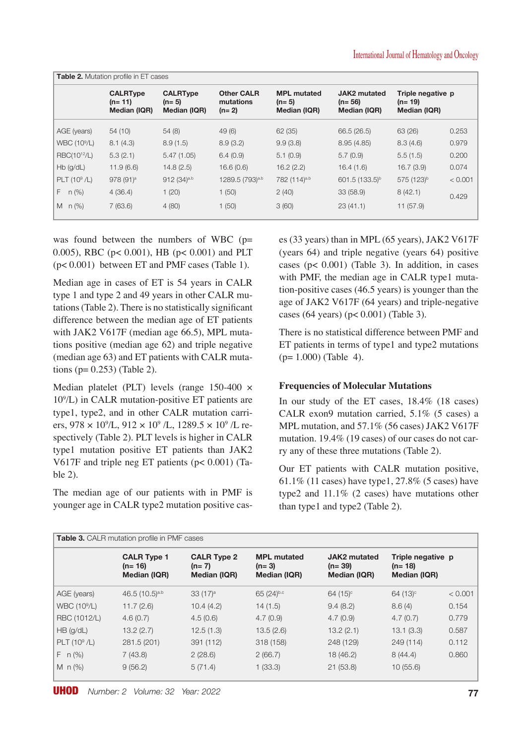**Table 2.** Mutation profile in ET cases

| | CALRType (n= 11) Median (IQR) | CALRType (n= 5) Median (IQR) | Other CALR mutations (n= 2) | MPL mutated (n= 5) Median (IQR) | JAK2 mutated (n= 56) Median (IQR) | Triple negative (n= 19) Median (IQR) | p |
|---|---|---|---|---|---|---|---|
| AGE (years) | 54 (10) | 54 (8) | 49 (6) | 62 (35) | 66.5 (26.5) | 63 (26) | 0.253 |
| WBC ($10^9$/L) | 8.1 (4.3) | 8.9 (1.5) | 8.9 (3.2) | 9.9 (3.8) | 8.95 (4.85) | 8.3 (4.6) | 0.979 |
| RBC($10^{12}$/L) | 5.3 (2.1) | 5.47 (1.05) | 6.4 (0.9) | 5.1 (0.9) | 5.7 (0.9) | 5.5 (1.5) | 0.200 |
| Hb (g/dL) | 11.9 (6.6) | 14.8 (2.5) | 16.6 (0.6) | 16.2 (2.2) | 16.4 (1.6) | 16.7 (3.9) | 0.074 |
| PLT ($10^9$ /L) | 978 (91)[a] | 912 (34)[a,b] | 1289.5 (793)[a,b] | 782 (114)[a,b] | 601.5 (133.5)[b] | 575 (123)[b] | < 0.001 |
| F n (%) | 4 (36.4) | 1 (20) | 1 (50) | 2 (40) | 33 (58.9) | 8 (42.1) | 0.429 |
| M n (%) | 7 (63.6) | 4 (80) | 1 (50) | 3 (60) | 23 (41.1) | 11 (57.9) | |

was found between the numbers of WBC ($p= 0.005$), RBC ($p< 0.001$), HB ($p< 0.001$) and PLT ($p< 0.001$) between ET and PMF cases (Table 1).

Median age in cases of ET is 54 years in CALR type 1 and type 2 and 49 years in other CALR mutations (Table 2). There is no statistically significant difference between the median age of ET patients with JAK2 V617F (median age 66.5), MPL mutations positive (median age 62) and triple negative (median age 63) and ET patients with CALR mutations ($p= 0.253$) (Table 2).

Median platelet (PLT) levels (range 150-400 × $10^9$/L) in CALR mutation-positive ET patients are type1, type2, and in other CALR mutation carriers, 978 × $10^9$/L, 912 × $10^9$ /L, 1289.5 × $10^9$ /L respectively (Table 2). PLT levels is higher in CALR type1 mutation positive ET patients than JAK2 V617F and triple neg ET patients ($p< 0.001$) (Table 2).

The median age of our patients with in PMF is younger age in CALR type2 mutation positive cases (33 years) than in MPL (65 years), JAK2 V617F (years 64) and triple negative (years 64) positive cases ($p< 0.001$) (Table 3). In addition, in cases with PMF, the median age in CALR type1 mutation-positive cases (46.5 years) is younger than the age of JAK2 V617F (64 years) and triple-negative cases (64 years) ($p< 0.001$) (Table 3).

There is no statistical difference between PMF and ET patients in terms of type1 and type2 mutations ($p= 1.000$) (Table 4).

### Frequencies of Molecular Mutations

In our study of the ET cases, 18.4% (18 cases) CALR exon9 mutation carried, 5.1% (5 cases) a MPL mutation, and 57.1% (56 cases) JAK2 V617F mutation. 19.4% (19 cases) of our cases do not carry any of these three mutations (Table 2).

Our ET patients with CALR mutation positive, 61.1% (11 cases) have type1, 27.8% (5 cases) have type2 and 11.1% (2 cases) have mutations other than type1 and type2 (Table 2).

**Table 3.** CALR mutation profile in PMF cases

| | CALR Type 1 (n= 16) Median (IQR) | CALR Type 2 (n= 7) Median (IQR) | MPL mutated (n= 3) Median (IQR) | JAK2 mutated (n= 39) Median (IQR) | Triple negative (n= 18) Median (IQR) | p |
|---|---|---|---|---|---|---|
| AGE (years) | 46.5 (10.5)[a,b] | 33 (17)[a] | 65 (24)[b,c] | 64 (15)[c] | 64 (13)[c] | < 0.001 |
| WBC ($10^9$/L) | 11.7 (2.6) | 10.4 (4.2) | 14 (1.5) | 9.4 (8.2) | 8.6 (4) | 0.154 |
| RBC (1012/L) | 4.6 (0.7) | 4.5 (0.6) | 4.7 (0.9) | 4.7 (0.9) | 4.7 (0.7) | 0.779 |
| HB (g/dL) | 13.2 (2.7) | 12.5 (1.3) | 13.5 (2.6) | 13.2 (2.1) | 13.1 (3.3) | 0.587 |
| PLT ($10^9$ /L) | 281.5 (201) | 391 (112) | 318 (158) | 248 (129) | 249 (114) | 0.112 |
| F n (%) | 7 (43.8) | 2 (28.6) | 2 (66.7) | 18 (46.2) | 8 (44.4) | 0.860 |
| M n (%) | 9 (56.2) | 5 (71.4) | 1 (33.3) | 21 (53.8) | 10 (55.6) | |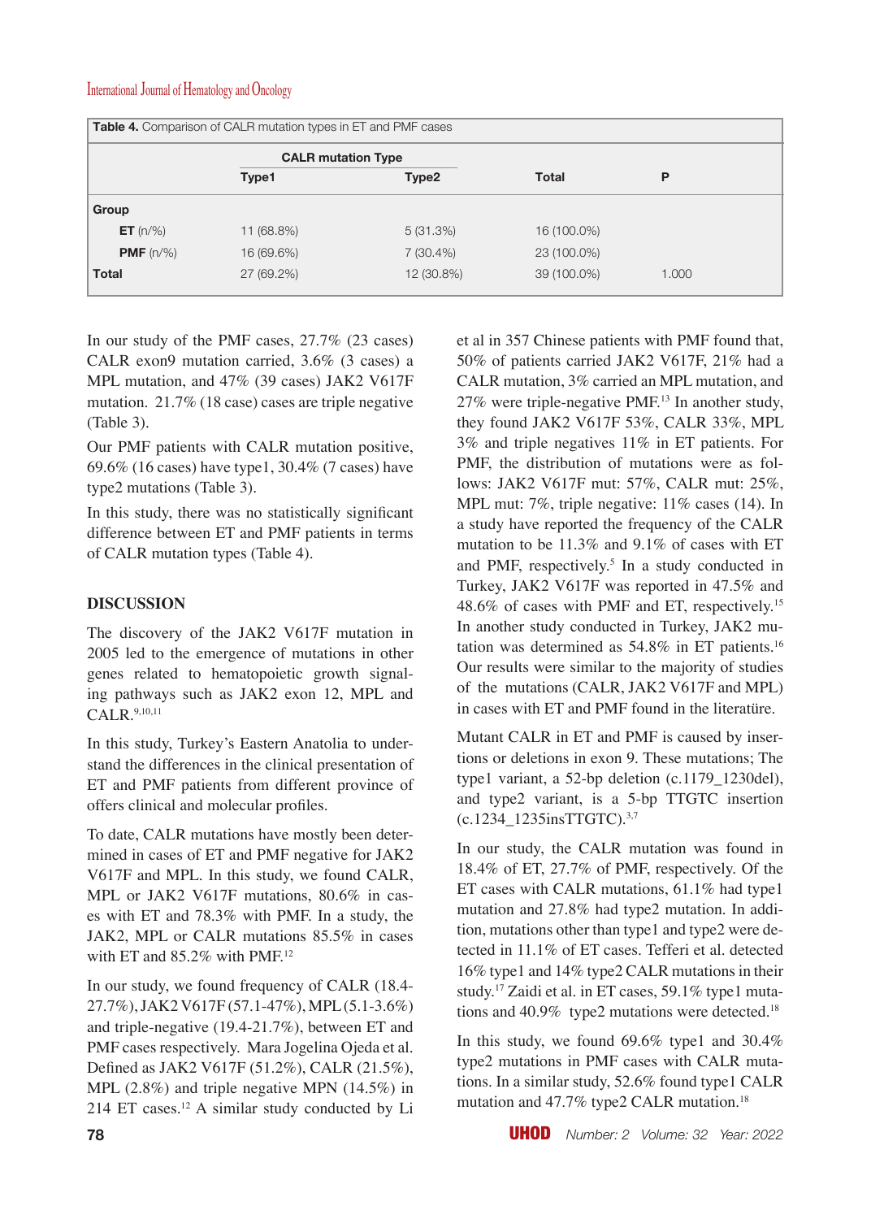**Table 4.** Comparison of CALR mutation types in ET and PMF cases

| | CALR mutation Type | | Total | P |
|---|---|---|---|---|
| | Type1 | Type2 | | |
| **Group** | | | | |
| **ET** (n/%) | 11 (68.8%) | 5 (31.3%) | 16 (100.0%) | |
| **PMF** (n/%) | 16 (69.6%) | 7 (30.4%) | 23 (100.0%) | |
| **Total** | 27 (69.2%) | 12 (30.8%) | 39 (100.0%) | 1.000 |

In our study of the PMF cases, 27.7% (23 cases) CALR exon9 mutation carried, 3.6% (3 cases) a MPL mutation, and 47% (39 cases) JAK2 V617F mutation. 21.7% (18 case) cases are triple negative (Table 3).

Our PMF patients with CALR mutation positive, 69.6% (16 cases) have type1, 30.4% (7 cases) have type2 mutations (Table 3).

In this study, there was no statistically significant difference between ET and PMF patients in terms of CALR mutation types (Table 4).

## DISCUSSION

The discovery of the JAK2 V617F mutation in 2005 led to the emergence of mutations in other genes related to hematopoietic growth signaling pathways such as JAK2 exon 12, MPL and CALR.[9,10,11]

In this study, Turkey's Eastern Anatolia to understand the differences in the clinical presentation of ET and PMF patients from different province of offers clinical and molecular profiles.

To date, CALR mutations have mostly been determined in cases of ET and PMF negative for JAK2 V617F and MPL. In this study, we found CALR, MPL or JAK2 V617F mutations, 80.6% in cases with ET and 78.3% with PMF. In a study, the JAK2, MPL or CALR mutations 85.5% in cases with ET and 85.2% with PMF.[12]

In our study, we found frequency of CALR (18.4-27.7%), JAK2 V617F (57.1-47%), MPL (5.1-3.6%) and triple-negative (19.4-21.7%), between ET and PMF cases respectively. Mara Jogelina Ojeda et al. Defined as JAK2 V617F (51.2%), CALR (21.5%), MPL (2.8%) and triple negative MPN (14.5%) in 214 ET cases.[12] A similar study conducted by Li et al in 357 Chinese patients with PMF found that, 50% of patients carried JAK2 V617F, 21% had a CALR mutation, 3% carried an MPL mutation, and 27% were triple-negative PMF.[13] In another study, they found JAK2 V617F 53%, CALR 33%, MPL 3% and triple negatives 11% in ET patients. For PMF, the distribution of mutations were as follows: JAK2 V617F mut: 57%, CALR mut: 25%, MPL mut: 7%, triple negative: 11% cases (14). In a study have reported the frequency of the CALR mutation to be 11.3% and 9.1% of cases with ET and PMF, respectively.[5] In a study conducted in Turkey, JAK2 V617F was reported in 47.5% and 48.6% of cases with PMF and ET, respectively.[15] In another study conducted in Turkey, JAK2 mutation was determined as 54.8% in ET patients.[16] Our results were similar to the majority of studies of the mutations (CALR, JAK2 V617F and MPL) in cases with ET and PMF found in the literatüre.

Mutant CALR in ET and PMF is caused by insertions or deletions in exon 9. These mutations; The type1 variant, a 52-bp deletion (c.1179_1230del), and type2 variant, is a 5-bp TTGTC insertion (c.1234_1235insTTGTC).[3,7]

In our study, the CALR mutation was found in 18.4% of ET, 27.7% of PMF, respectively. Of the ET cases with CALR mutations, 61.1% had type1 mutation and 27.8% had type2 mutation. In addition, mutations other than type1 and type2 were detected in 11.1% of ET cases. Tefferi et al. detected 16% type1 and 14% type2 CALR mutations in their study.[17] Zaidi et al. in ET cases, 59.1% type1 mutations and 40.9% type2 mutations were detected.[18]

In this study, we found 69.6% type1 and 30.4% type2 mutations in PMF cases with CALR mutations. In a similar study, 52.6% found type1 CALR mutation and 47.7% type2 CALR mutation.[18]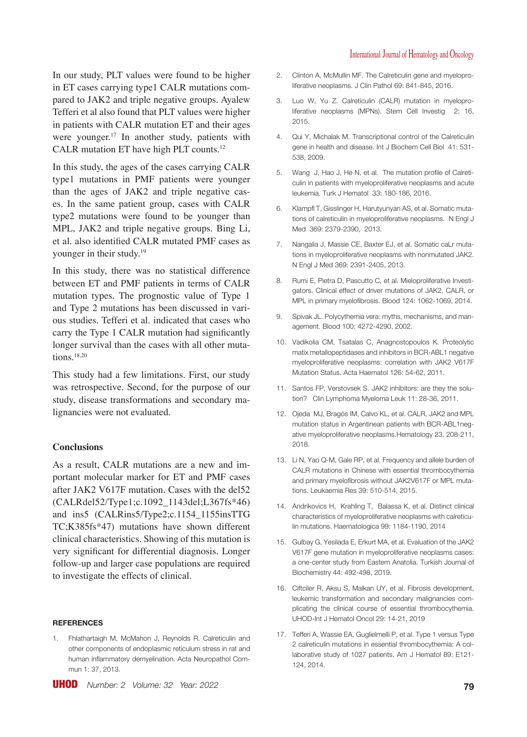In our study, PLT values were found to be higher in ET cases carrying type1 CALR mutations compared to JAK2 and triple negative groups. Ayalew Tefferi et al also found that PLT values were higher in patients with CALR mutation ET and their ages were younger.[17] In another study, patients with CALR mutation ET have high PLT counts.[12]

In this study, the ages of the cases carrying CALR type1 mutations in PMF patients were younger than the ages of JAK2 and triple negative cases. In the same patient group, cases with CALR type2 mutations were found to be younger than MPL, JAK2 and triple negative groups. Bing Li, et al. also identified CALR mutated PMF cases as younger in their study.[19]

In this study, there was no statistical difference between ET and PMF patients in terms of CALR mutation types. The prognostic value of Type 1 and Type 2 mutations has been discussed in various studies. Tefferi et al. indicated that cases who carry the Type 1 CALR mutation had significantly longer survival than the cases with all other mutations.[18,20]

This study had a few limitations. First, our study was retrospective. Second, for the purpose of our study, disease transformations and secondary malignancies were not evaluated.

## Conclusions

As a result, CALR mutations are a new and important molecular marker for ET and PMF cases after JAK2 V617F mutation. Cases with the del52 (CALRdel52/Type1;c.1092_1143del;L367fs*46) and ins5 (CALRins5/Type2;c.1154_1155insTTGTC;K385fs*47) mutations have shown different clinical characteristics. Showing of this mutation is very significant for differential diagnosis. Longer follow-up and larger case populations are required to investigate the effects of clinical.

## REFERENCES

1. Fhlathartaigh M, McMahon J, Reynolds R. Calreticulin and other components of endoplasmic reticulum stress in rat and human inflammatory demyelination. Acta Neuropathol Commun 1: 37, 2013.
2. Clinton A, McMullin MF. The Calreticulin gene and myeloproliferative neoplasms. J Clin Pathol 69: 841-845, 2016.
3. Luo W, Yu Z. Calreticulin (CALR) mutation in myeloproliferative neoplasms (MPNs). Stem Cell Investig 2: 16, 2015.
4. Qui Y, Michalak M. Transcriptional control of the Calreticulin gene in health and disease. Int J Biochem Cell Biol 41: 531-538, 2009.
5. Wang J, Hao J, He N, et al. The mutation profile of Calreticulin in patients with myeloproliferative neoplasms and acute leukemia. Turk J Hematol 33: 180-186, 2016.
6. Klampfl T, Gisslinger H, Harutyunyan AS, et al. Somatic mutations of calreticulin in myeloproliferative neoplasms. N Engl J Med 369: 2379-2390, 2013.
7. Nangalia J, Massie CE, Baxter EJ, et al. Somatic caLr mutations in myeloproliferative neoplasms with nonmutated JAK2. N Engl J Med 369: 2391-2405, 2013.
8. Rumi E, Pietra D, Pascutto C, et al. Mieloproliferative Investigators. Clinical effect of driver mutations of JAK2, CALR, or MPL in primary myelofibrosis. Blood 124: 1062-1069, 2014.
9. Spivak JL. Polycythemia vera: myths, mechanisms, and management. Blood 100: 4272-4290, 2002.
10. Vadikolia CM, Tsatalas C, Anagnostopoulos K. Proteolytic matix metallopeptidases and inhibitors in BCR-ABL1 negative myeloproliferative neoplasms: correlation with JAK2 V617F Mutation Status. Acta Haematol 126: 54-62, 2011.
11. Santos FP, Verstovsek S. JAK2 inhibitors: are they the solution? Clin Lymphoma Myeloma Leuk 11: 28-36, 2011.
12. Ojeda MJ, Bragós IM, Calvo KL, et al. CALR, JAK2 and MPL mutation status in Argentinean patients with BCR-ABL1negative myeloproliferative neoplasms.Hematology 23, 208-211, 2018.
13. Li N, Yao Q-M, Gale RP, et al. Frequency and allele burden of CALR mutations in Chinese with essential thrombocythemia and primary myelofibrosis without JAK2V617F or MPL mutations. Leukaemia Res 39: 510-514, 2015.
14. Andrikovics H, Krahling T, Balassa K, et al. Distinct clinical characteristics of myeloproliferative neoplasms with calreticulin mutations. Haematologica 99: 1184-1190, 2014
15. Gulbay G, Yesilada E, Erkurt MA, et al. Evaluation of the JAK2 V617F gene mutation in myeloproliferative neoplasms cases: a one-center study from Eastern Anatolia. Turkish Journal of Biochemistry 44: 492-498, 2019.
16. Ciftciler R, Aksu S, Malkan UY, et al. Fibrosis development, leukemic transformation and secondary malignancies complicating the clinical course of essential thrombocythemia. UHOD-Int J Hematol Oncol 29: 14-21, 2019
17. Tefferi A, Wassie EA, Guglielmelli P, et al. Type 1 versus Type 2 calreticulin mutations in essential thrombocythemia: A collaborative study of 1027 patients. Am J Hematol 89: E121-124, 2014.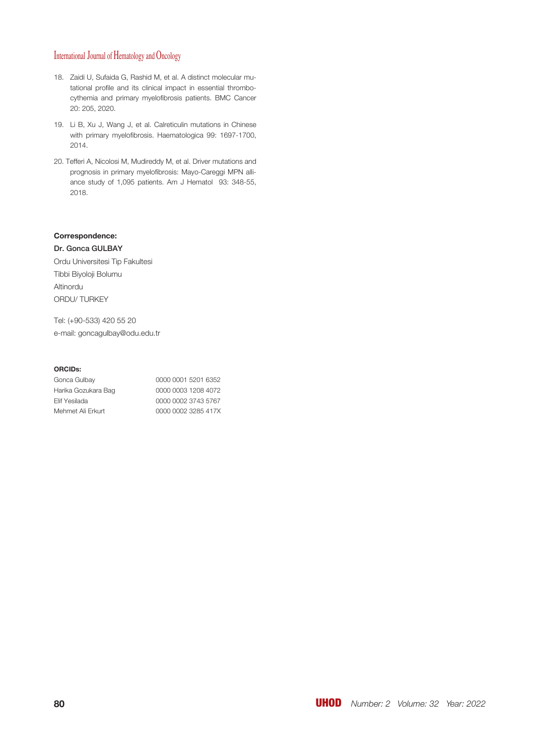18. Zaidi U, Sufaida G, Rashid M, et al. A distinct molecular mutational profile and its clinical impact in essential thrombocythemia and primary myelofibrosis patients. BMC Cancer 20: 205, 2020.

19. Li B, Xu J, Wang J, et al. Calreticulin mutations in Chinese with primary myelofibrosis. Haematologica 99: 1697-1700, 2014.

20. Tefferi A, Nicolosi M, Mudireddy M, et al. Driver mutations and prognosis in primary myelofibrosis: Mayo-Careggi MPN alliance study of 1,095 patients. Am J Hematol 93: 348-55, 2018.

**Correspondence:**

**Dr. Gonca GULBAY**

Ordu Universitesi Tip Fakultesi
Tibbi Biyoloji Bolumu
Altinordu
ORDU/ TURKEY

Tel: (+90-533) 420 55 20
e-mail: goncagulbay@odu.edu.tr

**ORCIDs:**

| | |
|---|---|
| Gonca Gulbay | 0000 0001 5201 6352 |
| Harika Gozukara Bag | 0000 0003 1208 4072 |
| Elif Yesilada | 0000 0002 3743 5767 |
| Mehmet Ali Erkurt | 0000 0002 3285 417X |